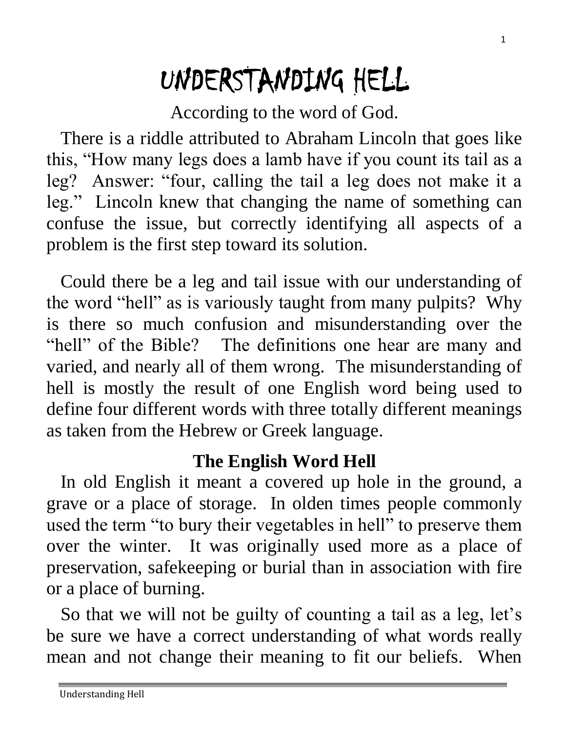# UNDERSTANDING HELL

According to the word of God.

There is a riddle attributed to Abraham Lincoln that goes like this, "How many legs does a lamb have if you count its tail as a leg? Answer: "four, calling the tail a leg does not make it a leg." Lincoln knew that changing the name of something can confuse the issue, but correctly identifying all aspects of a problem is the first step toward its solution.

Could there be a leg and tail issue with our understanding of the word "hell" as is variously taught from many pulpits? Why is there so much confusion and misunderstanding over the "hell" of the Bible? The definitions one hear are many and varied, and nearly all of them wrong. The misunderstanding of hell is mostly the result of one English word being used to define four different words with three totally different meanings as taken from the Hebrew or Greek language.

## The English Word Hell

In old English it meant a covered up hole in the ground, a grave or a place of storage. In olden times people commonly used the term "to bury their vegetables in hell" to preserve them over the winter. It was originally used more as a place of preservation, safekeeping or burial than in association with fire or a place of burning.

So that we will not be guilty of counting a tail as a leg, let's be sure we have a correct understanding of what words really mean and not change their meaning to fit our beliefs. When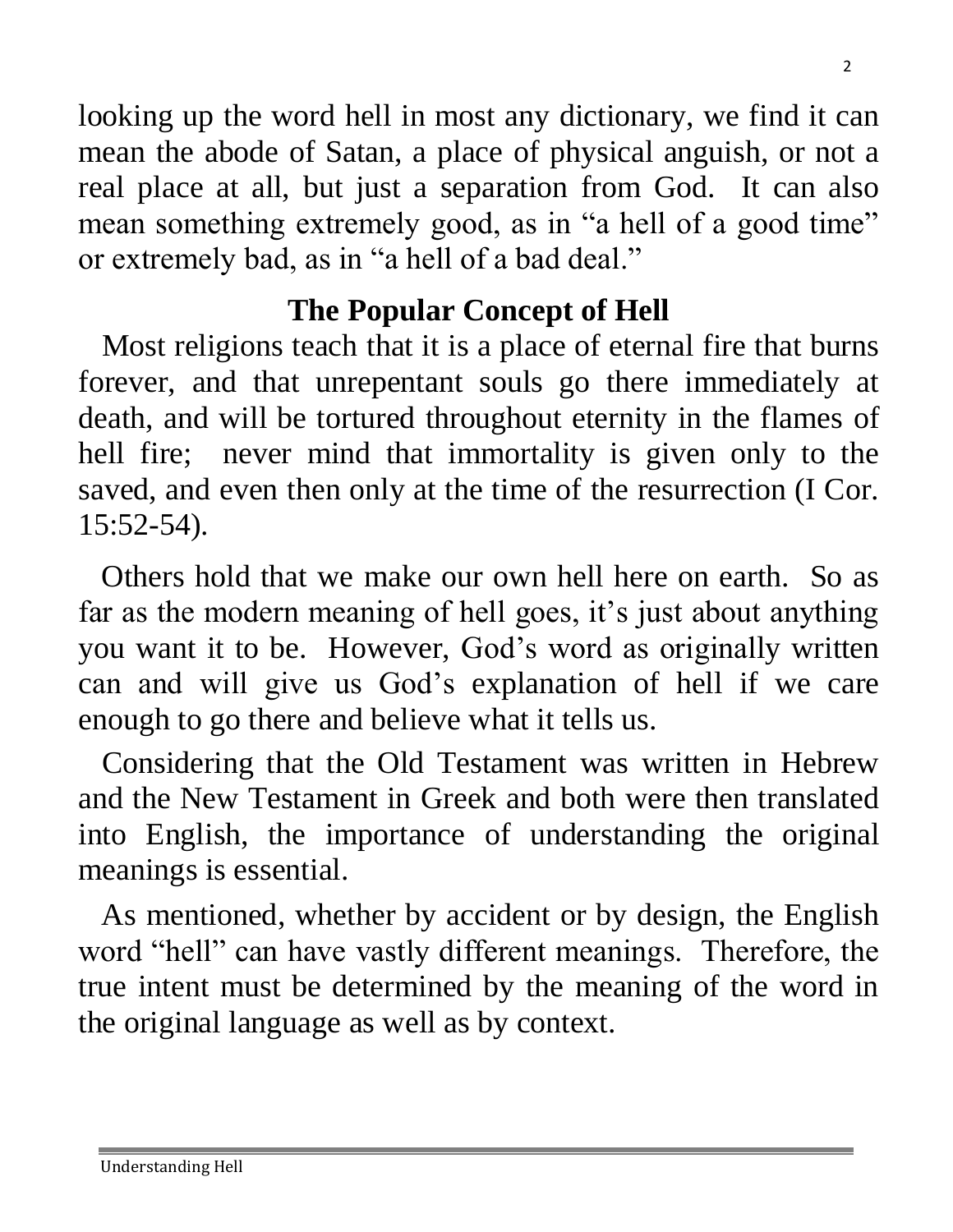looking up the word hell in most any dictionary, we find it can mean the abode of Satan, a place of physical anguish, or not a real place at all, but just a separation from God. It can also mean something extremely good, as in "a hell of a good time" or extremely bad, as in "a hell of a bad deal."

## The Popular Concept of Hell

Most religions teach that it is a place of eternal fire that burns forever, and that unrepentant souls go there immediately at death, and will be tortured throughout eternity in the flames of hell fire; never mind that immortality is given only to the saved, and even then only at the time of the resurrection (I Cor. 15:52-54).

Others hold that we make our own hell here on earth. So as far as the modern meaning of hell goes, it's just about anything you want it to be. However, God's word as originally written can and will give us God's explanation of hell if we care enough to go there and believe what it tells us.

Considering that the Old Testament was written in Hebrew and the New Testament in Greek and both were then translated into English, the importance of understanding the original meanings is essential.

As mentioned, whether by accident or by design, the English word "hell" can have vastly different meanings. Therefore, the true intent must be determined by the meaning of the word in the original language as well as by context.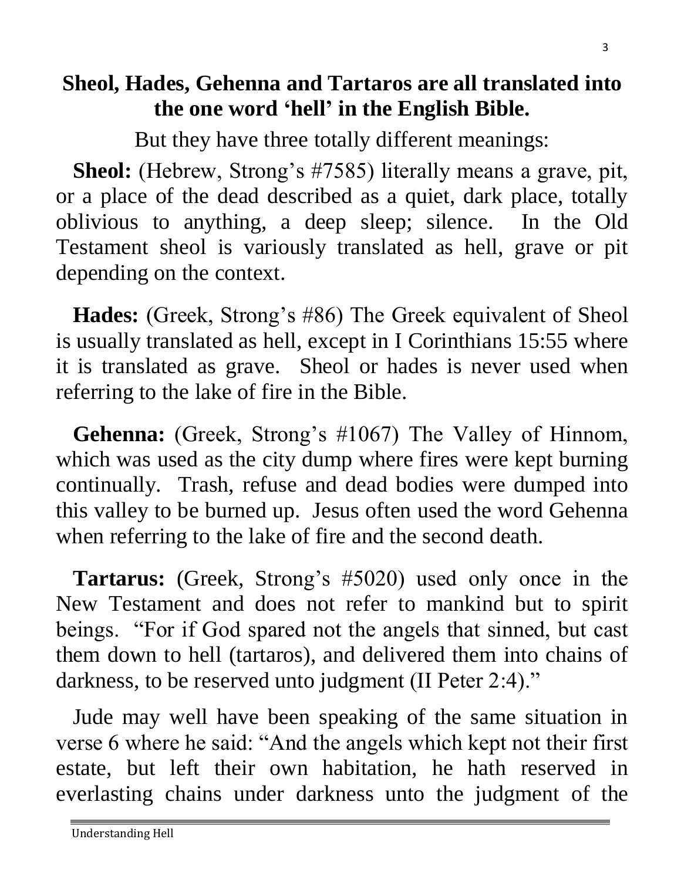## Sheol, Hades, Gehenna and Tartaros are all translated into the one word 'hell' in the English Bible.

But they have three totally different meanings:

**Sheol:** (Hebrew, Strong's #7585) literally means a grave, pit, or a place of the dead described as a quiet, dark place, totally oblivious to anything, a deep sleep; silence. In the Old Testament sheol is variously translated as hell, grave or pit depending on the context.

**Hades:** (Greek, Strong's #86) The Greek equivalent of Sheol is usually translated as hell, except in I Corinthians 15:55 where it is translated as grave. Sheol or hades is never used when referring to the lake of fire in the Bible.

**Gehenna:** (Greek, Strong's #1067) The Valley of Hinnom, which was used as the city dump where fires were kept burning continually. Trash, refuse and dead bodies were dumped into this valley to be burned up. Jesus often used the word Gehenna when referring to the lake of fire and the second death.

**Tartarus:** (Greek, Strong's #5020) used only once in the New Testament and does not refer to mankind but to spirit beings. "For if God spared not the angels that sinned, but cast them down to hell (tartaros), and delivered them into chains of darkness, to be reserved unto judgment (II Peter 2:4)."

Jude may well have been speaking of the same situation in verse 6 where he said: "And the angels which kept not their first estate, but left their own habitation, he hath reserved in everlasting chains under darkness unto the judgment of the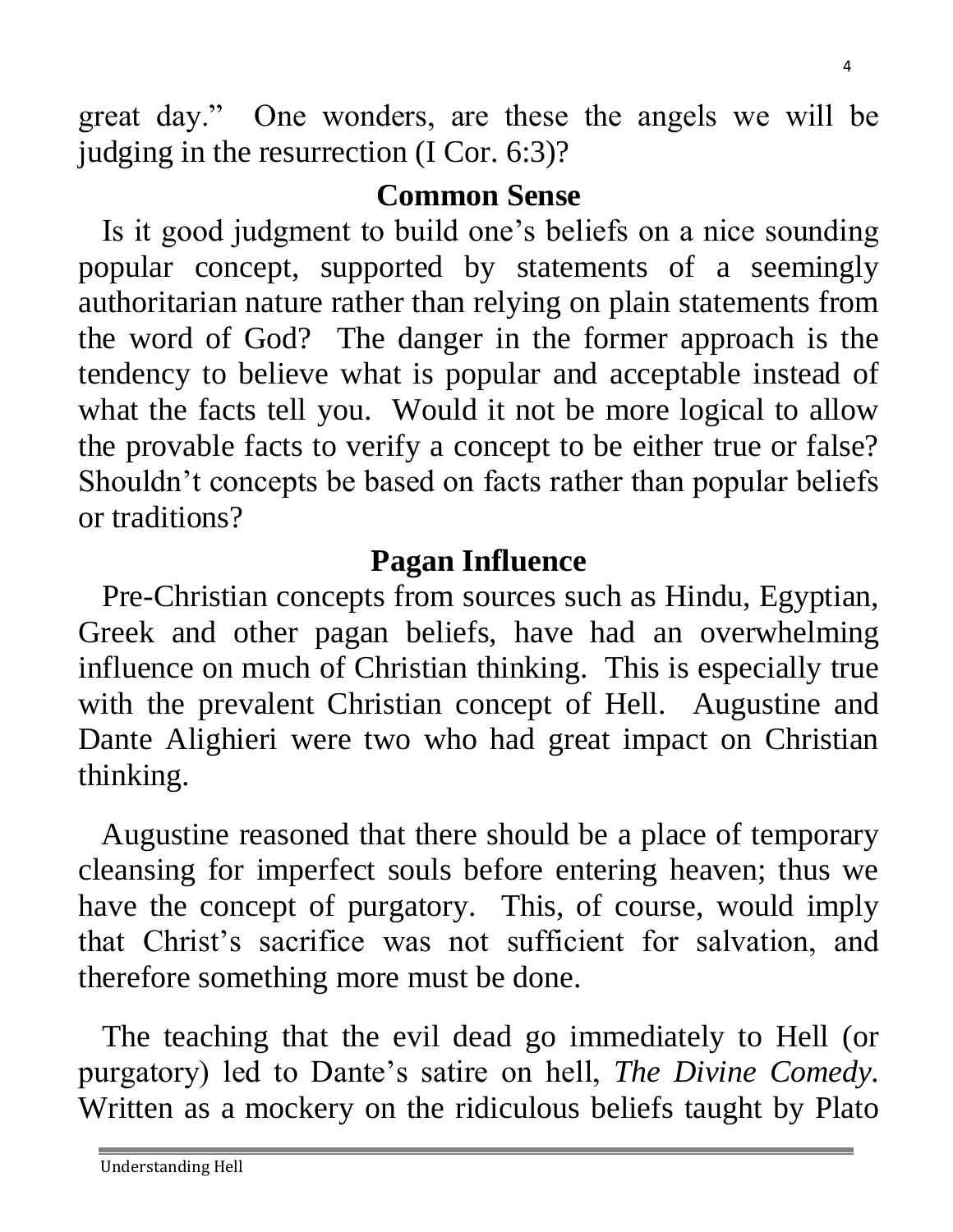great day." One wonders, are these the angels we will be judging in the resurrection (I Cor. 6:3)?

## Common Sense

Is it good judgment to build one's beliefs on a nice sounding popular concept, supported by statements of a seemingly authoritarian nature rather than relying on plain statements from the word of God? The danger in the former approach is the tendency to believe what is popular and acceptable instead of what the facts tell you. Would it not be more logical to allow the provable facts to verify a concept to be either true or false? Shouldn't concepts be based on facts rather than popular beliefs or traditions?

## Pagan Influence

Pre-Christian concepts from sources such as Hindu, Egyptian, Greek and other pagan beliefs, have had an overwhelming influence on much of Christian thinking. This is especially true with the prevalent Christian concept of Hell. Augustine and Dante Alighieri were two who had great impact on Christian thinking.

Augustine reasoned that there should be a place of temporary cleansing for imperfect souls before entering heaven; thus we have the concept of purgatory. This, of course, would imply that Christ's sacrifice was not sufficient for salvation, and therefore something more must be done.

The teaching that the evil dead go immediately to Hell (or purgatory) led to Dante's satire on hell, *The Divine Comedy*. Written as a mockery on the ridiculous beliefs taught by Plato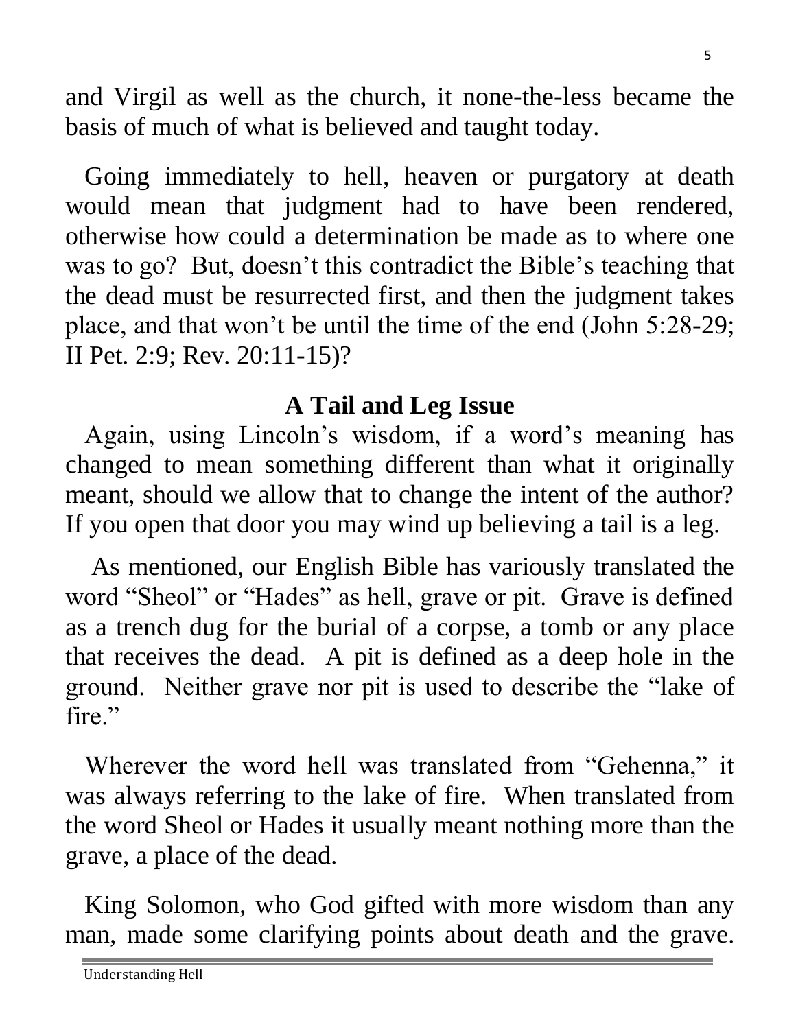and Virgil as well as the church, it none-the-less became the basis of much of what is believed and taught today.

Going immediately to hell, heaven or purgatory at death would mean that judgment had to have been rendered, otherwise how could a determination be made as to where one was to go? But, doesn't this contradict the Bible's teaching that the dead must be resurrected first, and then the judgment takes place, and that won't be until the time of the end (John 5:28-29; II Pet. 2:9; Rev. 20:11-15)?

## A Tail and Leg Issue

Again, using Lincoln's wisdom, if a word's meaning has changed to mean something different than what it originally meant, should we allow that to change the intent of the author? If you open that door you may wind up believing a tail is a leg.

As mentioned, our English Bible has variously translated the word "Sheol" or "Hades" as hell, grave or pit. Grave is defined as a trench dug for the burial of a corpse, a tomb or any place that receives the dead. A pit is defined as a deep hole in the ground. Neither grave nor pit is used to describe the "lake of fire."

Wherever the word hell was translated from "Gehenna," it was always referring to the lake of fire. When translated from the word Sheol or Hades it usually meant nothing more than the grave, a place of the dead.

King Solomon, who God gifted with more wisdom than any man, made some clarifying points about death and the grave.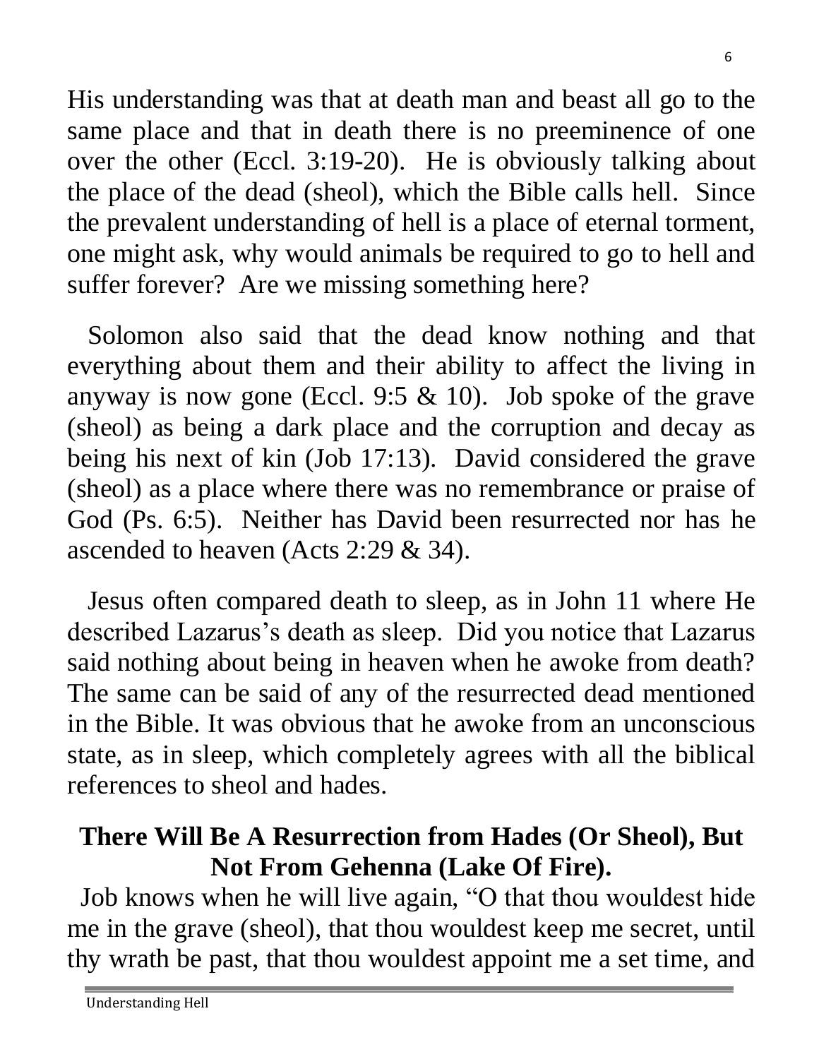His understanding was that at death man and beast all go to the same place and that in death there is no preeminence of one over the other (Eccl. 3:19-20). He is obviously talking about the place of the dead (sheol), which the Bible calls hell. Since the prevalent understanding of hell is a place of eternal torment, one might ask, why would animals be required to go to hell and suffer forever? Are we missing something here?

Solomon also said that the dead know nothing and that everything about them and their ability to affect the living in anyway is now gone (Eccl. 9:5 & 10). Job spoke of the grave (sheol) as being a dark place and the corruption and decay as being his next of kin (Job 17:13). David considered the grave (sheol) as a place where there was no remembrance or praise of God (Ps. 6:5). Neither has David been resurrected nor has he ascended to heaven (Acts 2:29 & 34).

Jesus often compared death to sleep, as in John 11 where He described Lazarus's death as sleep. Did you notice that Lazarus said nothing about being in heaven when he awoke from death? The same can be said of any of the resurrected dead mentioned in the Bible. It was obvious that he awoke from an unconscious state, as in sleep, which completely agrees with all the biblical references to sheol and hades.

## There Will Be A Resurrection from Hades (Or Sheol), But Not From Gehenna (Lake Of Fire).

Job knows when he will live again, "O that thou wouldest hide me in the grave (sheol), that thou wouldest keep me secret, until thy wrath be past, that thou wouldest appoint me a set time, and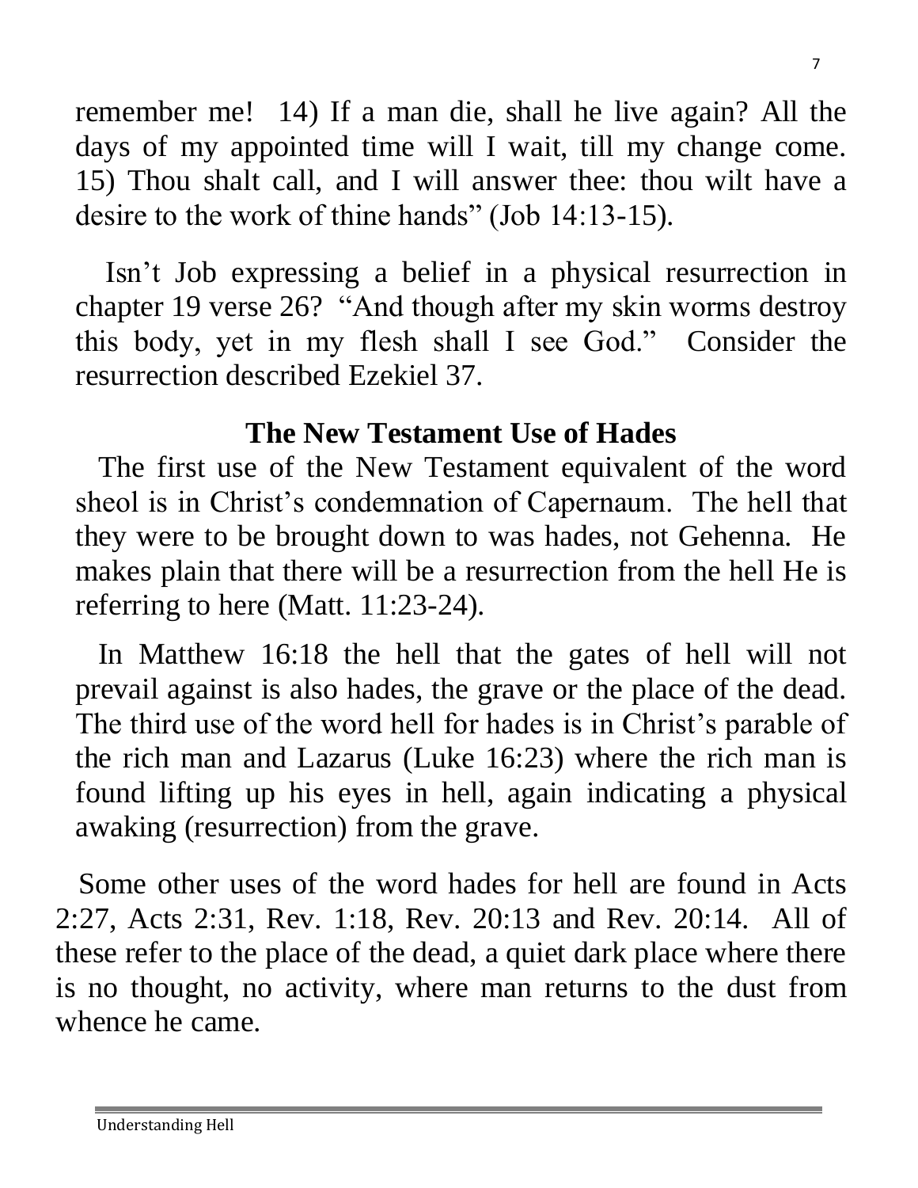remember me! 14) If a man die, shall he live again? All the days of my appointed time will I wait, till my change come. 15) Thou shalt call, and I will answer thee: thou wilt have a desire to the work of thine hands" (Job 14:13-15).

Isn't Job expressing a belief in a physical resurrection in chapter 19 verse 26? "And though after my skin worms destroy this body, yet in my flesh shall I see God." Consider the resurrection described Ezekiel 37.

## The New Testament Use of Hades

The first use of the New Testament equivalent of the word sheol is in Christ's condemnation of Capernaum. The hell that they were to be brought down to was hades, not Gehenna. He makes plain that there will be a resurrection from the hell He is referring to here (Matt. 11:23-24).

In Matthew 16:18 the hell that the gates of hell will not prevail against is also hades, the grave or the place of the dead. The third use of the word hell for hades is in Christ's parable of the rich man and Lazarus (Luke 16:23) where the rich man is found lifting up his eyes in hell, again indicating a physical awaking (resurrection) from the grave.

Some other uses of the word hades for hell are found in Acts 2:27, Acts 2:31, Rev. 1:18, Rev. 20:13 and Rev. 20:14. All of these refer to the place of the dead, a quiet dark place where there is no thought, no activity, where man returns to the dust from whence he came.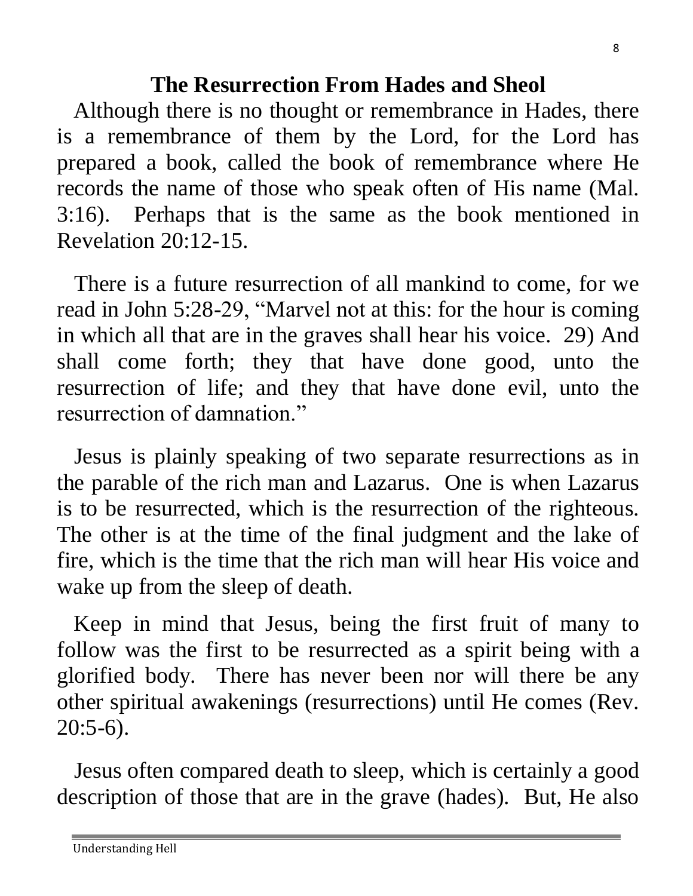## The Resurrection From Hades and Sheol

Although there is no thought or remembrance in Hades, there is a remembrance of them by the Lord, for the Lord has prepared a book, called the book of remembrance where He records the name of those who speak often of His name (Mal. 3:16). Perhaps that is the same as the book mentioned in Revelation 20:12-15.

There is a future resurrection of all mankind to come, for we read in John 5:28-29, "Marvel not at this: for the hour is coming in which all that are in the graves shall hear his voice. 29) And shall come forth; they that have done good, unto the resurrection of life; and they that have done evil, unto the resurrection of damnation."

Jesus is plainly speaking of two separate resurrections as in the parable of the rich man and Lazarus. One is when Lazarus is to be resurrected, which is the resurrection of the righteous. The other is at the time of the final judgment and the lake of fire, which is the time that the rich man will hear His voice and wake up from the sleep of death.

Keep in mind that Jesus, being the first fruit of many to follow was the first to be resurrected as a spirit being with a glorified body. There has never been nor will there be any other spiritual awakenings (resurrections) until He comes (Rev. 20:5-6).

Jesus often compared death to sleep, which is certainly a good description of those that are in the grave (hades). But, He also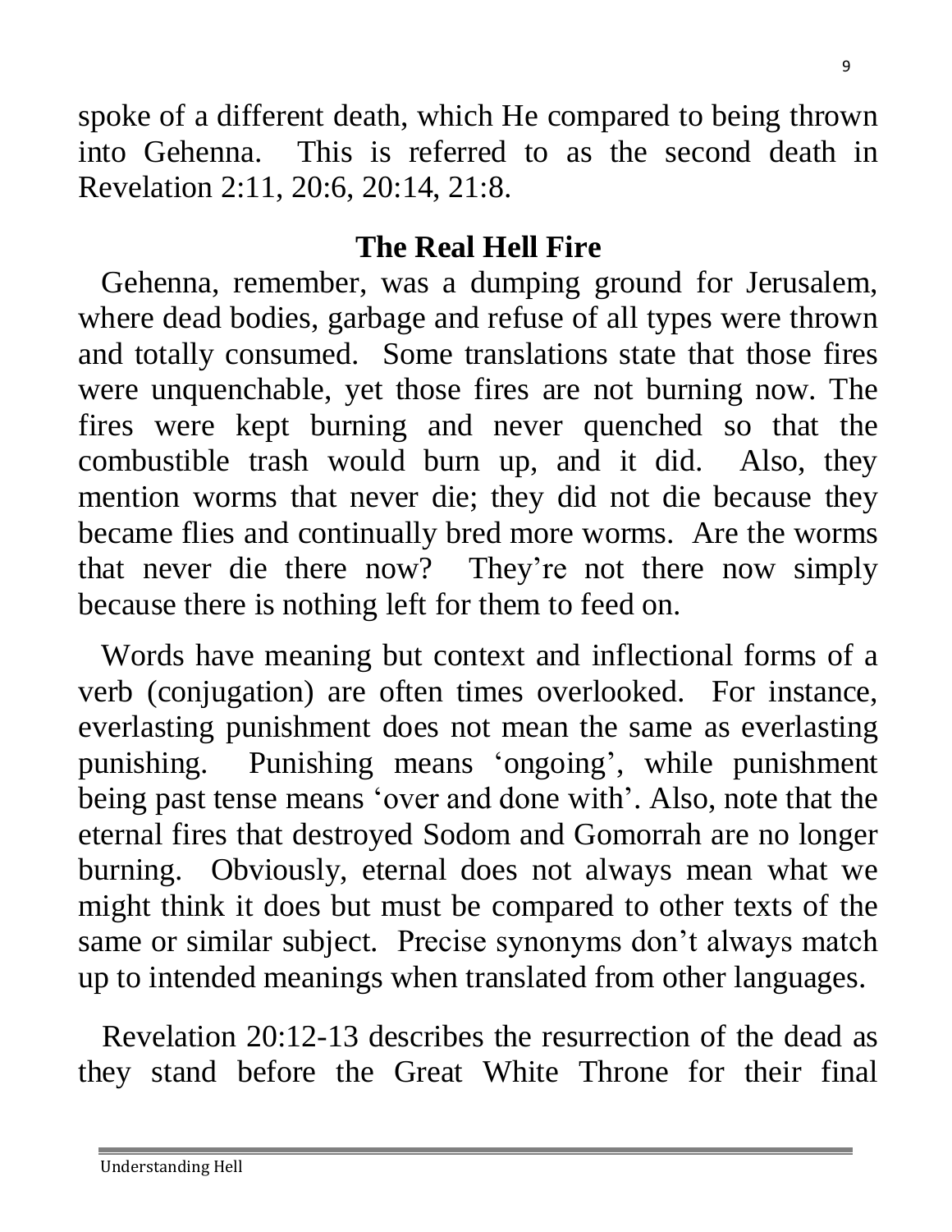spoke of a different death, which He compared to being thrown into Gehenna. This is referred to as the second death in Revelation 2:11, 20:6, 20:14, 21:8.

## The Real Hell Fire

Gehenna, remember, was a dumping ground for Jerusalem, where dead bodies, garbage and refuse of all types were thrown and totally consumed. Some translations state that those fires were unquenchable, yet those fires are not burning now. The fires were kept burning and never quenched so that the combustible trash would burn up, and it did. Also, they mention worms that never die; they did not die because they became flies and continually bred more worms. Are the worms that never die there now? They're not there now simply because there is nothing left for them to feed on.

Words have meaning but context and inflectional forms of a verb (conjugation) are often times overlooked. For instance, everlasting punishment does not mean the same as everlasting punishing. Punishing means 'ongoing', while punishment being past tense means 'over and done with'. Also, note that the eternal fires that destroyed Sodom and Gomorrah are no longer burning. Obviously, eternal does not always mean what we might think it does but must be compared to other texts of the same or similar subject. Precise synonyms don't always match up to intended meanings when translated from other languages.

Revelation 20:12-13 describes the resurrection of the dead as they stand before the Great White Throne for their final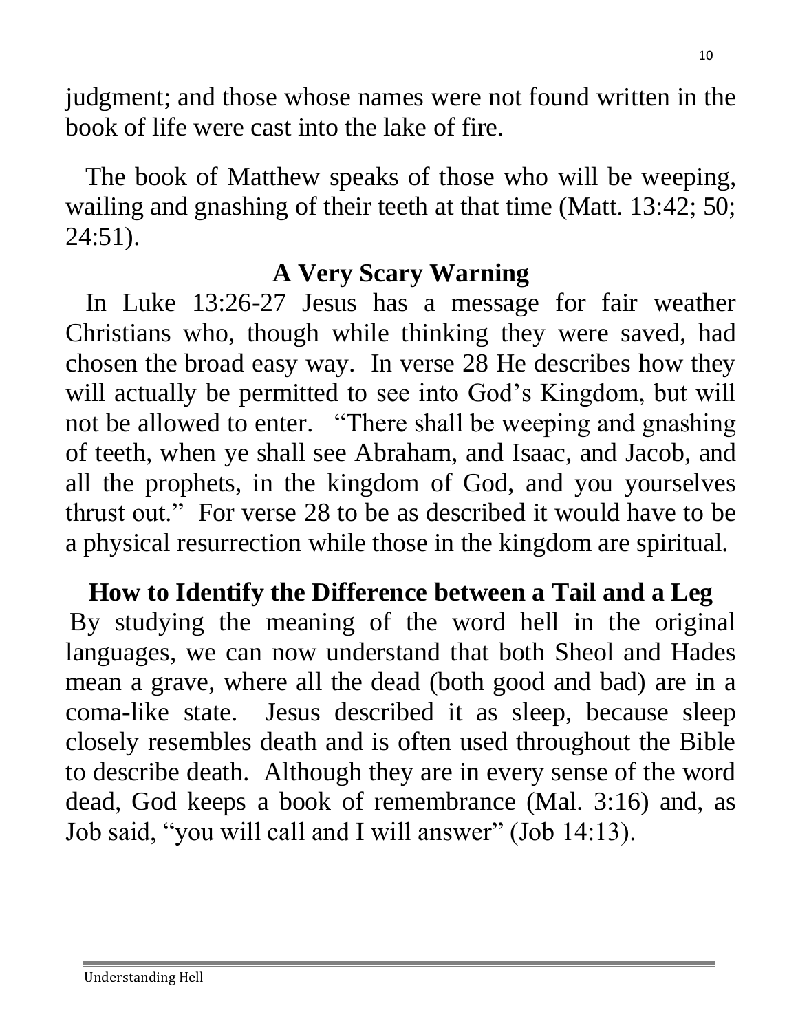judgment; and those whose names were not found written in the book of life were cast into the lake of fire.

The book of Matthew speaks of those who will be weeping, wailing and gnashing of their teeth at that time (Matt. 13:42; 50; 24:51).

## A Very Scary Warning

In Luke 13:26-27 Jesus has a message for fair weather Christians who, though while thinking they were saved, had chosen the broad easy way. In verse 28 He describes how they will actually be permitted to see into God's Kingdom, but will not be allowed to enter. "There shall be weeping and gnashing of teeth, when ye shall see Abraham, and Isaac, and Jacob, and all the prophets, in the kingdom of God, and you yourselves thrust out." For verse 28 to be as described it would have to be a physical resurrection while those in the kingdom are spiritual.

## How to Identify the Difference between a Tail and a Leg

By studying the meaning of the word hell in the original languages, we can now understand that both Sheol and Hades mean a grave, where all the dead (both good and bad) are in a coma-like state. Jesus described it as sleep, because sleep closely resembles death and is often used throughout the Bible to describe death. Although they are in every sense of the word dead, God keeps a book of remembrance (Mal. 3:16) and, as Job said, "you will call and I will answer" (Job 14:13).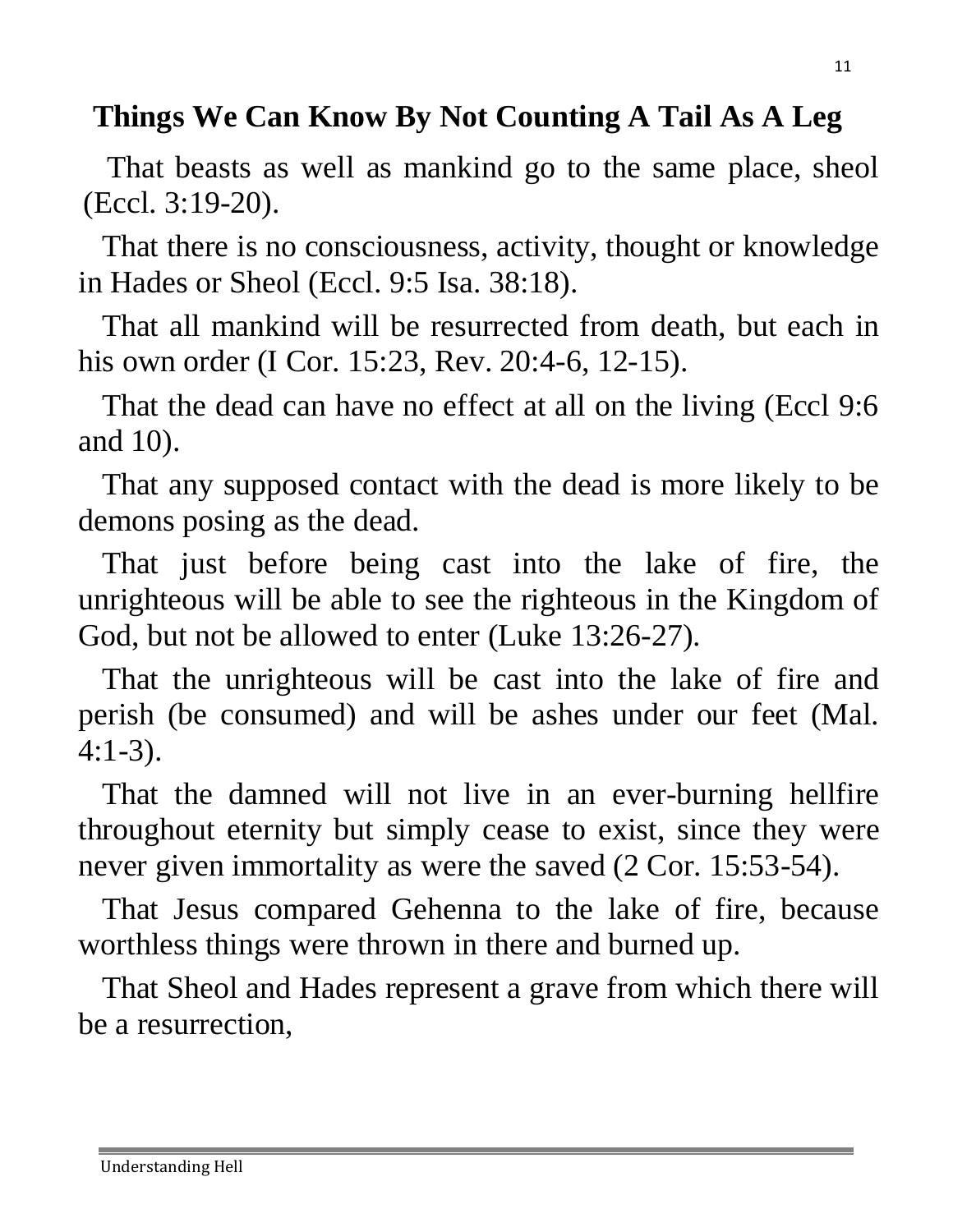## Things We Can Know By Not Counting A Tail As A Leg

That beasts as well as mankind go to the same place, sheol (Eccl. 3:19-20).

That there is no consciousness, activity, thought or knowledge in Hades or Sheol (Eccl. 9:5 Isa. 38:18).

That all mankind will be resurrected from death, but each in his own order (I Cor. 15:23, Rev. 20:4-6, 12-15).

That the dead can have no effect at all on the living (Eccl 9:6 and 10).

That any supposed contact with the dead is more likely to be demons posing as the dead.

That just before being cast into the lake of fire, the unrighteous will be able to see the righteous in the Kingdom of God, but not be allowed to enter (Luke 13:26-27).

That the unrighteous will be cast into the lake of fire and perish (be consumed) and will be ashes under our feet (Mal. 4:1-3).

That the damned will not live in an ever-burning hellfire throughout eternity but simply cease to exist, since they were never given immortality as were the saved (2 Cor. 15:53-54).

That Jesus compared Gehenna to the lake of fire, because worthless things were thrown in there and burned up.

That Sheol and Hades represent a grave from which there will be a resurrection,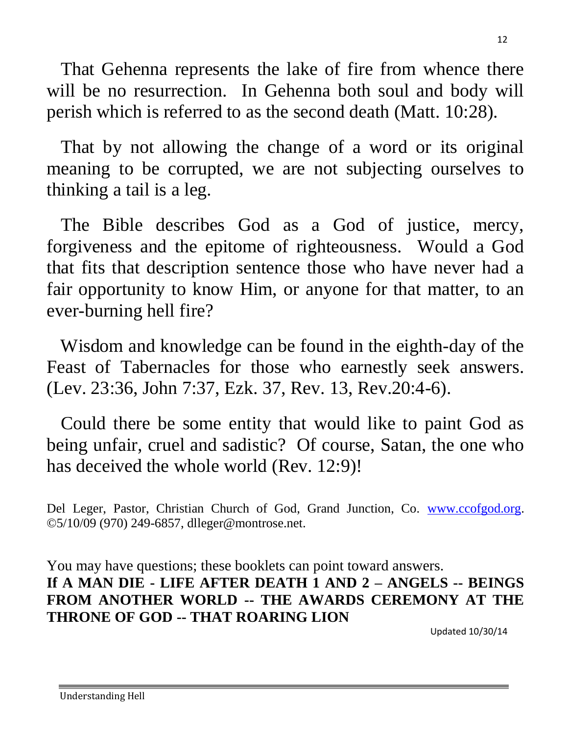That Gehenna represents the lake of fire from whence there will be no resurrection. In Gehenna both soul and body will perish which is referred to as the second death (Matt. 10:28).

That by not allowing the change of a word or its original meaning to be corrupted, we are not subjecting ourselves to thinking a tail is a leg.

The Bible describes God as a God of justice, mercy, forgiveness and the epitome of righteousness. Would a God that fits that description sentence those who have never had a fair opportunity to know Him, or anyone for that matter, to an ever-burning hell fire?

Wisdom and knowledge can be found in the eighth-day of the Feast of Tabernacles for those who earnestly seek answers. (Lev. 23:36, John 7:37, Ezk. 37, Rev. 13, Rev.20:4-6).

Could there be some entity that would like to paint God as being unfair, cruel and sadistic? Of course, Satan, the one who has deceived the whole world (Rev. 12:9)!

Del Leger, Pastor, Christian Church of God, Grand Junction, Co. www.ccofgod.org. ©5/10/09 (970) 249-6857, dlleger@montrose.net.

You may have questions; these booklets can point toward answers.
**If A MAN DIE - LIFE AFTER DEATH 1 AND 2 – ANGELS -- BEINGS FROM ANOTHER WORLD -- THE AWARDS CEREMONY AT THE THRONE OF GOD -- THAT ROARING LION**

Updated 10/30/14